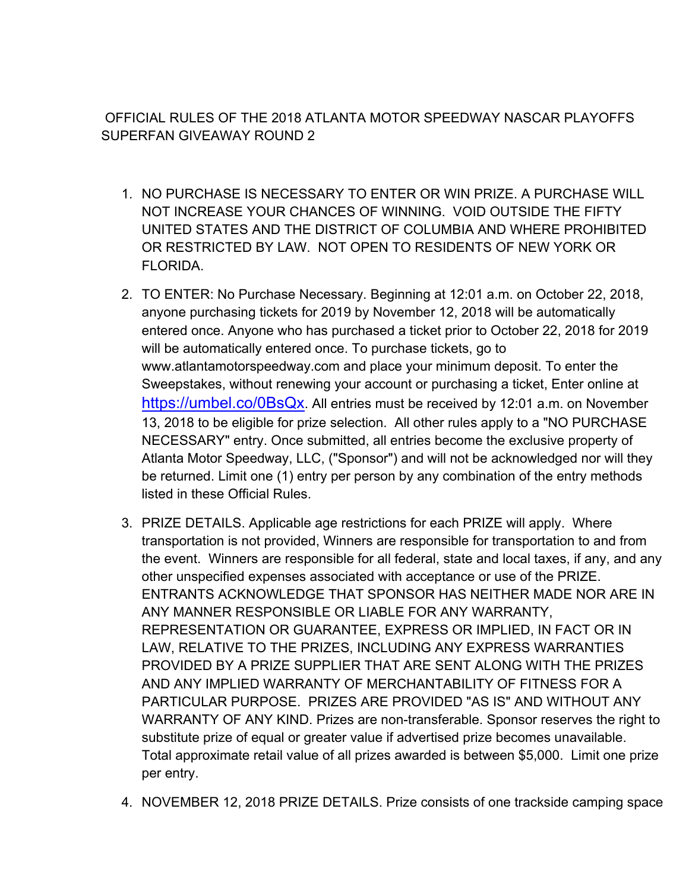# OFFICIAL RULES OF THE 2018 ATLANTA MOTOR SPEEDWAY NASCAR PLAYOFFS SUPERFAN GIVEAWAY ROUND 2

1. NO PURCHASE IS NECESSARY TO ENTER OR WIN PRIZE. A PURCHASE WILL NOT INCREASE YOUR CHANCES OF WINNING. VOID OUTSIDE THE FIFTY UNITED STATES AND THE DISTRICT OF COLUMBIA AND WHERE PROHIBITED OR RESTRICTED BY LAW. NOT OPEN TO RESIDENTS OF NEW YORK OR FLORIDA.

2. TO ENTER: No Purchase Necessary. Beginning at 12:01 a.m. on October 22, 2018, anyone purchasing tickets for 2019 by November 12, 2018 will be automatically entered once. Anyone who has purchased a ticket prior to October 22, 2018 for 2019 will be automatically entered once. To purchase tickets, go to www.atlantamotorspeedway.com and place your minimum deposit. To enter the Sweepstakes, without renewing your account or purchasing a ticket, Enter online at [https://umbel.co/0BsQx](https://umbel.co/0BsQx). All entries must be received by 12:01 a.m. on November 13, 2018 to be eligible for prize selection. All other rules apply to a "NO PURCHASE NECESSARY" entry. Once submitted, all entries become the exclusive property of Atlanta Motor Speedway, LLC, ("Sponsor") and will not be acknowledged nor will they be returned. Limit one (1) entry per person by any combination of the entry methods listed in these Official Rules.

3. PRIZE DETAILS. Applicable age restrictions for each PRIZE will apply. Where transportation is not provided, Winners are responsible for transportation to and from the event. Winners are responsible for all federal, state and local taxes, if any, and any other unspecified expenses associated with acceptance or use of the PRIZE. ENTRANTS ACKNOWLEDGE THAT SPONSOR HAS NEITHER MADE NOR ARE IN ANY MANNER RESPONSIBLE OR LIABLE FOR ANY WARRANTY, REPRESENTATION OR GUARANTEE, EXPRESS OR IMPLIED, IN FACT OR IN LAW, RELATIVE TO THE PRIZES, INCLUDING ANY EXPRESS WARRANTIES PROVIDED BY A PRIZE SUPPLIER THAT ARE SENT ALONG WITH THE PRIZES AND ANY IMPLIED WARRANTY OF MERCHANTABILITY OF FITNESS FOR A PARTICULAR PURPOSE. PRIZES ARE PROVIDED "AS IS" AND WITHOUT ANY WARRANTY OF ANY KIND. Prizes are non-transferable. Sponsor reserves the right to substitute prize of equal or greater value if advertised prize becomes unavailable. Total approximate retail value of all prizes awarded is between $5,000. Limit one prize per entry.

4. NOVEMBER 12, 2018 PRIZE DETAILS. Prize consists of one trackside camping space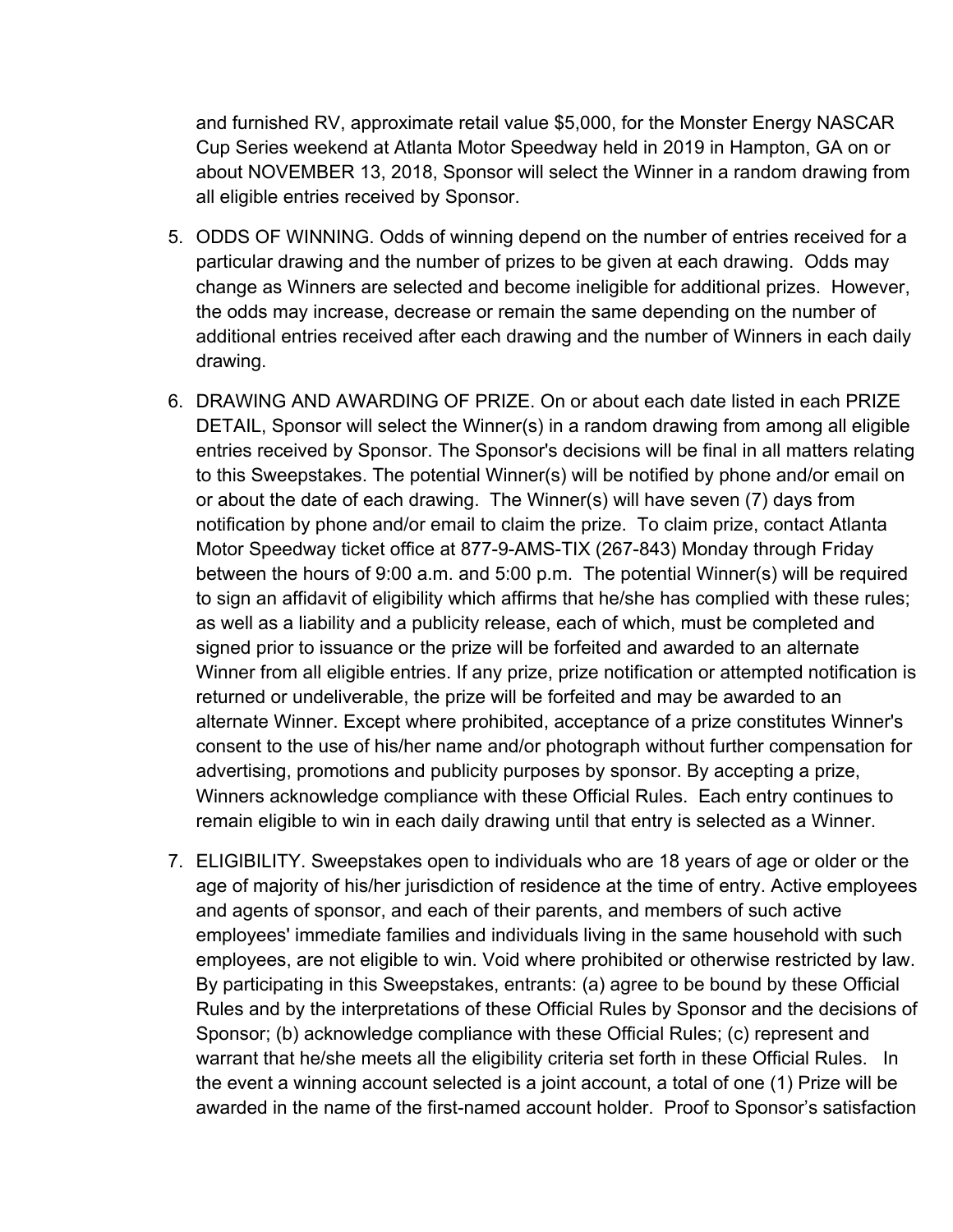and furnished RV, approximate retail value $5,000, for the Monster Energy NASCAR Cup Series weekend at Atlanta Motor Speedway held in 2019 in Hampton, GA on or about NOVEMBER 13, 2018, Sponsor will select the Winner in a random drawing from all eligible entries received by Sponsor.

5. ODDS OF WINNING. Odds of winning depend on the number of entries received for a particular drawing and the number of prizes to be given at each drawing. Odds may change as Winners are selected and become ineligible for additional prizes. However, the odds may increase, decrease or remain the same depending on the number of additional entries received after each drawing and the number of Winners in each daily drawing.

6. DRAWING AND AWARDING OF PRIZE. On or about each date listed in each PRIZE DETAIL, Sponsor will select the Winner(s) in a random drawing from among all eligible entries received by Sponsor. The Sponsor's decisions will be final in all matters relating to this Sweepstakes. The potential Winner(s) will be notified by phone and/or email on or about the date of each drawing. The Winner(s) will have seven (7) days from notification by phone and/or email to claim the prize. To claim prize, contact Atlanta Motor Speedway ticket office at 877-9-AMS-TIX (267-843) Monday through Friday between the hours of 9:00 a.m. and 5:00 p.m. The potential Winner(s) will be required to sign an affidavit of eligibility which affirms that he/she has complied with these rules; as well as a liability and a publicity release, each of which, must be completed and signed prior to issuance or the prize will be forfeited and awarded to an alternate Winner from all eligible entries. If any prize, prize notification or attempted notification is returned or undeliverable, the prize will be forfeited and may be awarded to an alternate Winner. Except where prohibited, acceptance of a prize constitutes Winner's consent to the use of his/her name and/or photograph without further compensation for advertising, promotions and publicity purposes by sponsor. By accepting a prize, Winners acknowledge compliance with these Official Rules. Each entry continues to remain eligible to win in each daily drawing until that entry is selected as a Winner.

7. ELIGIBILITY. Sweepstakes open to individuals who are 18 years of age or older or the age of majority of his/her jurisdiction of residence at the time of entry. Active employees and agents of sponsor, and each of their parents, and members of such active employees' immediate families and individuals living in the same household with such employees, are not eligible to win. Void where prohibited or otherwise restricted by law. By participating in this Sweepstakes, entrants: (a) agree to be bound by these Official Rules and by the interpretations of these Official Rules by Sponsor and the decisions of Sponsor; (b) acknowledge compliance with these Official Rules; (c) represent and warrant that he/she meets all the eligibility criteria set forth in these Official Rules. In the event a winning account selected is a joint account, a total of one (1) Prize will be awarded in the name of the first-named account holder. Proof to Sponsor's satisfaction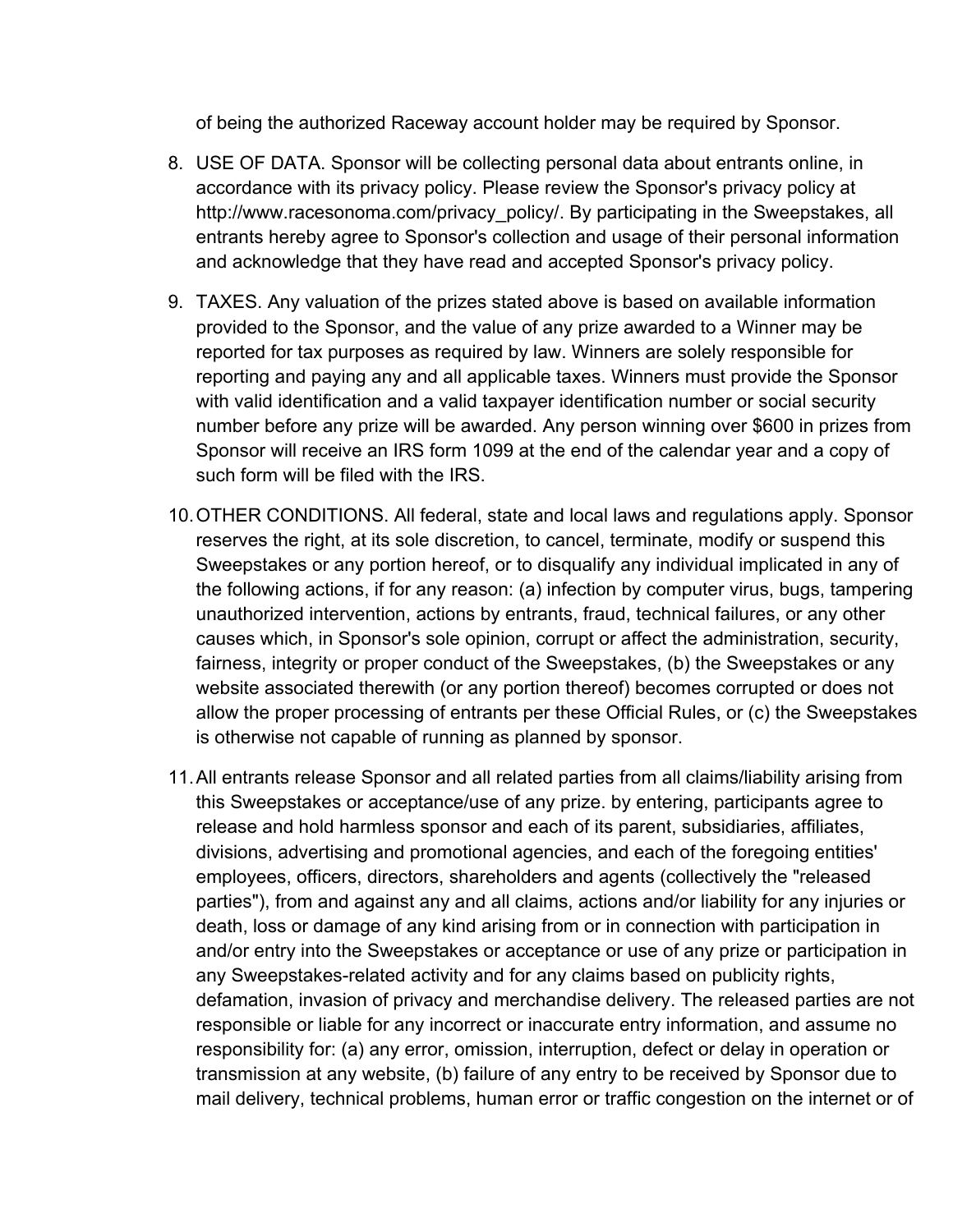of being the authorized Raceway account holder may be required by Sponsor.

8. USE OF DATA. Sponsor will be collecting personal data about entrants online, in accordance with its privacy policy. Please review the Sponsor's privacy policy at http://www.racesonoma.com/privacy_policy/. By participating in the Sweepstakes, all entrants hereby agree to Sponsor's collection and usage of their personal information and acknowledge that they have read and accepted Sponsor's privacy policy.

9. TAXES. Any valuation of the prizes stated above is based on available information provided to the Sponsor, and the value of any prize awarded to a Winner may be reported for tax purposes as required by law. Winners are solely responsible for reporting and paying any and all applicable taxes. Winners must provide the Sponsor with valid identification and a valid taxpayer identification number or social security number before any prize will be awarded. Any person winning over $600 in prizes from Sponsor will receive an IRS form 1099 at the end of the calendar year and a copy of such form will be filed with the IRS.

10. OTHER CONDITIONS. All federal, state and local laws and regulations apply. Sponsor reserves the right, at its sole discretion, to cancel, terminate, modify or suspend this Sweepstakes or any portion hereof, or to disqualify any individual implicated in any of the following actions, if for any reason: (a) infection by computer virus, bugs, tampering unauthorized intervention, actions by entrants, fraud, technical failures, or any other causes which, in Sponsor's sole opinion, corrupt or affect the administration, security, fairness, integrity or proper conduct of the Sweepstakes, (b) the Sweepstakes or any website associated therewith (or any portion thereof) becomes corrupted or does not allow the proper processing of entrants per these Official Rules, or (c) the Sweepstakes is otherwise not capable of running as planned by sponsor.

11. All entrants release Sponsor and all related parties from all claims/liability arising from this Sweepstakes or acceptance/use of any prize. by entering, participants agree to release and hold harmless sponsor and each of its parent, subsidiaries, affiliates, divisions, advertising and promotional agencies, and each of the foregoing entities' employees, officers, directors, shareholders and agents (collectively the "released parties"), from and against any and all claims, actions and/or liability for any injuries or death, loss or damage of any kind arising from or in connection with participation in and/or entry into the Sweepstakes or acceptance or use of any prize or participation in any Sweepstakes-related activity and for any claims based on publicity rights, defamation, invasion of privacy and merchandise delivery. The released parties are not responsible or liable for any incorrect or inaccurate entry information, and assume no responsibility for: (a) any error, omission, interruption, defect or delay in operation or transmission at any website, (b) failure of any entry to be received by Sponsor due to mail delivery, technical problems, human error or traffic congestion on the internet or of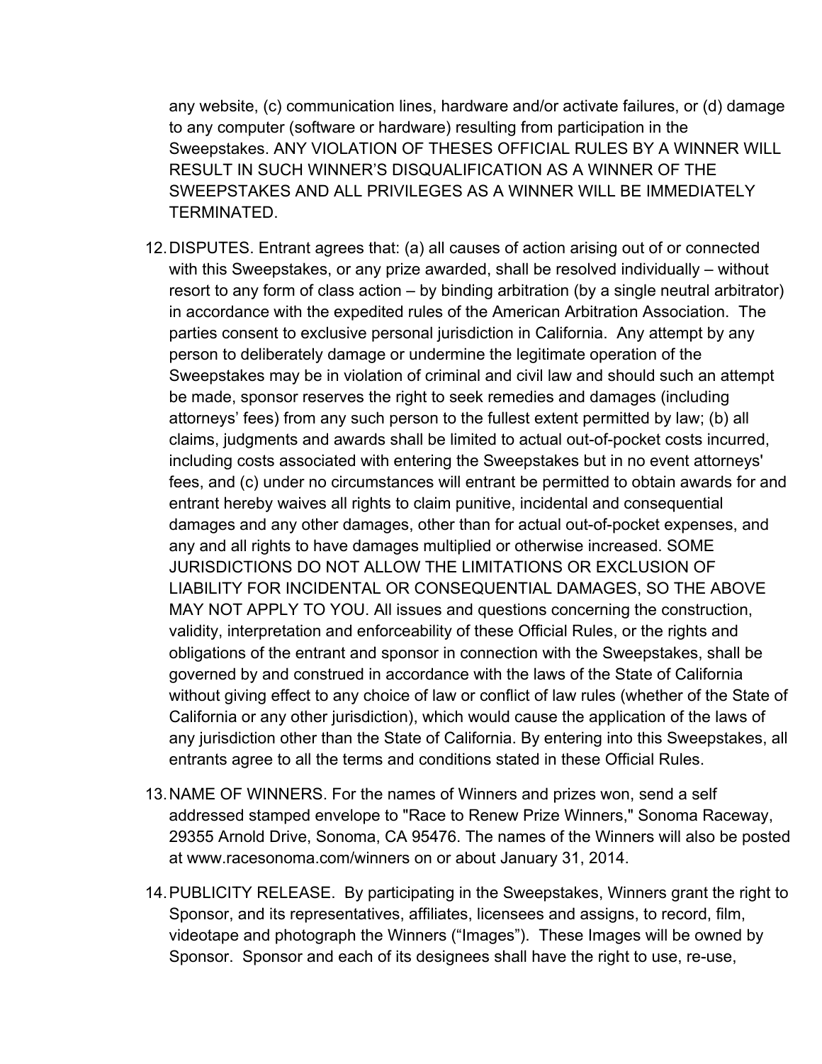any website, (c) communication lines, hardware and/or activate failures, or (d) damage to any computer (software or hardware) resulting from participation in the Sweepstakes. ANY VIOLATION OF THESES OFFICIAL RULES BY A WINNER WILL RESULT IN SUCH WINNER'S DISQUALIFICATION AS A WINNER OF THE SWEEPSTAKES AND ALL PRIVILEGES AS A WINNER WILL BE IMMEDIATELY TERMINATED.

12. DISPUTES. Entrant agrees that: (a) all causes of action arising out of or connected with this Sweepstakes, or any prize awarded, shall be resolved individually – without resort to any form of class action – by binding arbitration (by a single neutral arbitrator) in accordance with the expedited rules of the American Arbitration Association. The parties consent to exclusive personal jurisdiction in California. Any attempt by any person to deliberately damage or undermine the legitimate operation of the Sweepstakes may be in violation of criminal and civil law and should such an attempt be made, sponsor reserves the right to seek remedies and damages (including attorneys' fees) from any such person to the fullest extent permitted by law; (b) all claims, judgments and awards shall be limited to actual out-of-pocket costs incurred, including costs associated with entering the Sweepstakes but in no event attorneys' fees, and (c) under no circumstances will entrant be permitted to obtain awards for and entrant hereby waives all rights to claim punitive, incidental and consequential damages and any other damages, other than for actual out-of-pocket expenses, and any and all rights to have damages multiplied or otherwise increased. SOME JURISDICTIONS DO NOT ALLOW THE LIMITATIONS OR EXCLUSION OF LIABILITY FOR INCIDENTAL OR CONSEQUENTIAL DAMAGES, SO THE ABOVE MAY NOT APPLY TO YOU. All issues and questions concerning the construction, validity, interpretation and enforceability of these Official Rules, or the rights and obligations of the entrant and sponsor in connection with the Sweepstakes, shall be governed by and construed in accordance with the laws of the State of California without giving effect to any choice of law or conflict of law rules (whether of the State of California or any other jurisdiction), which would cause the application of the laws of any jurisdiction other than the State of California. By entering into this Sweepstakes, all entrants agree to all the terms and conditions stated in these Official Rules.

13. NAME OF WINNERS. For the names of Winners and prizes won, send a self addressed stamped envelope to "Race to Renew Prize Winners," Sonoma Raceway, 29355 Arnold Drive, Sonoma, CA 95476. The names of the Winners will also be posted at www.racesonoma.com/winners on or about January 31, 2014.

14. PUBLICITY RELEASE. By participating in the Sweepstakes, Winners grant the right to Sponsor, and its representatives, affiliates, licensees and assigns, to record, film, videotape and photograph the Winners ("Images"). These Images will be owned by Sponsor. Sponsor and each of its designees shall have the right to use, re-use,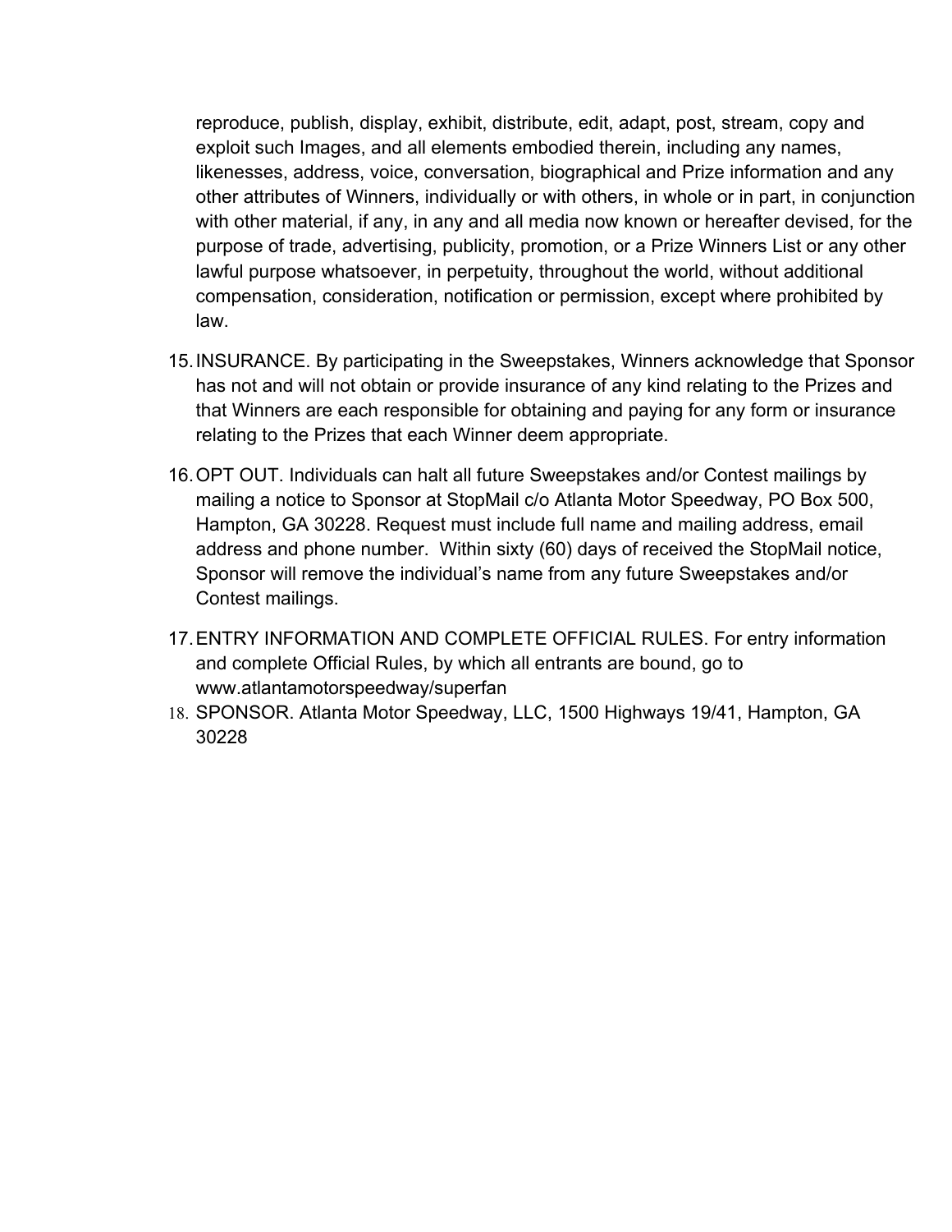reproduce, publish, display, exhibit, distribute, edit, adapt, post, stream, copy and exploit such Images, and all elements embodied therein, including any names, likenesses, address, voice, conversation, biographical and Prize information and any other attributes of Winners, individually or with others, in whole or in part, in conjunction with other material, if any, in any and all media now known or hereafter devised, for the purpose of trade, advertising, publicity, promotion, or a Prize Winners List or any other lawful purpose whatsoever, in perpetuity, throughout the world, without additional compensation, consideration, notification or permission, except where prohibited by law.

15. INSURANCE. By participating in the Sweepstakes, Winners acknowledge that Sponsor has not and will not obtain or provide insurance of any kind relating to the Prizes and that Winners are each responsible for obtaining and paying for any form or insurance relating to the Prizes that each Winner deem appropriate.

16. OPT OUT. Individuals can halt all future Sweepstakes and/or Contest mailings by mailing a notice to Sponsor at StopMail c/o Atlanta Motor Speedway, PO Box 500, Hampton, GA 30228. Request must include full name and mailing address, email address and phone number. Within sixty (60) days of received the StopMail notice, Sponsor will remove the individual's name from any future Sweepstakes and/or Contest mailings.

17. ENTRY INFORMATION AND COMPLETE OFFICIAL RULES. For entry information and complete Official Rules, by which all entrants are bound, go to www.atlantamotorspeedway/superfan

18. SPONSOR. Atlanta Motor Speedway, LLC, 1500 Highways 19/41, Hampton, GA 30228